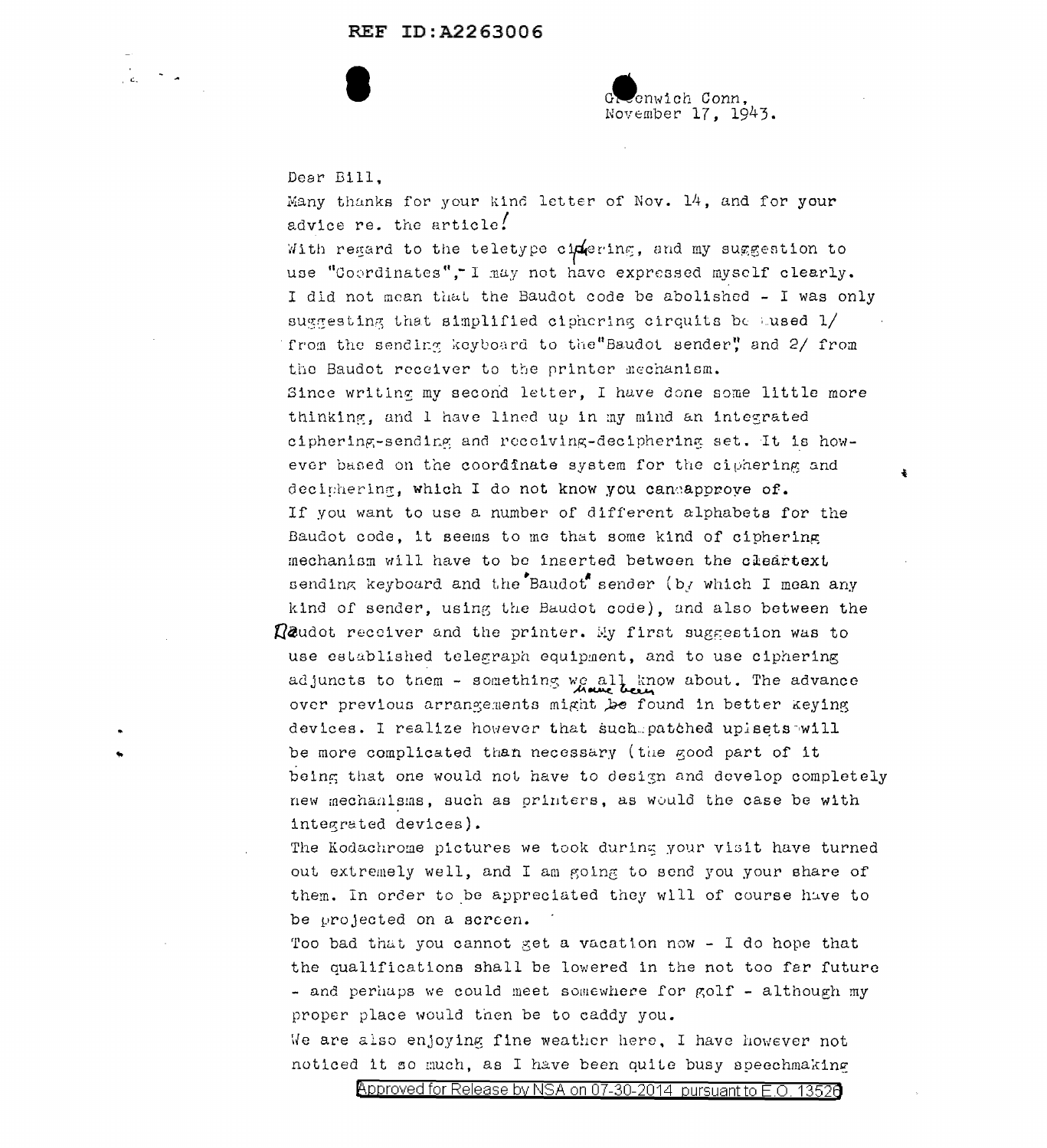Greenwich Conn,
November 17, 1943.

Dear Bill,

Many thanks for your kind letter of Nov. 14, and for your advice re. the article.

With regard to the teletype ciphering, and my suggestion to use "Coordinates", I may not have expressed myself clearly. I did not mean that the Baudot code be abolished - I was only suggesting that simplified ciphering circuits be used 1/ from the sending keyboard to the "Baudot sender", and 2/ from the Baudot receiver to the printer mechanism.

Since writing my second letter, I have done some little more thinking, and I have lined up in my mind an integrated ciphering-sending and receiving-deciphering set. It is however based on the coordinate system for the ciphering and deciphering, which I do not know you can approve of.

If you want to use a number of different alphabets for the Baudot code, it seems to me that some kind of ciphering mechanism will have to be inserted between the cleartext sending keyboard and the "Baudot" sender (by which I mean any kind of sender, using the Baudot code), and also between the Baudot receiver and the printer. My first suggestion was to use established telegraph equipment, and to use ciphering adjuncts to them - something we all have been know about. The advance over previous arrangements might be found in better keying devices. I realize however that such patched upsets will be more complicated than necessary (the good part of it being that one would not have to design and develop completely new mechanisms, such as printers, as would the case be with integrated devices).

The Kodachrome pictures we took during your visit have turned out extremely well, and I am going to send you your share of them. In order to be appreciated they will of course have to be projected on a screen.

Too bad that you cannot get a vacation now - I do hope that the qualifications shall be lowered in the not too far future - and perhaps we could meet somewhere for golf - although my proper place would then be to caddy you.

We are also enjoying fine weather here, I have however not noticed it so much, as I have been quite busy speechmaking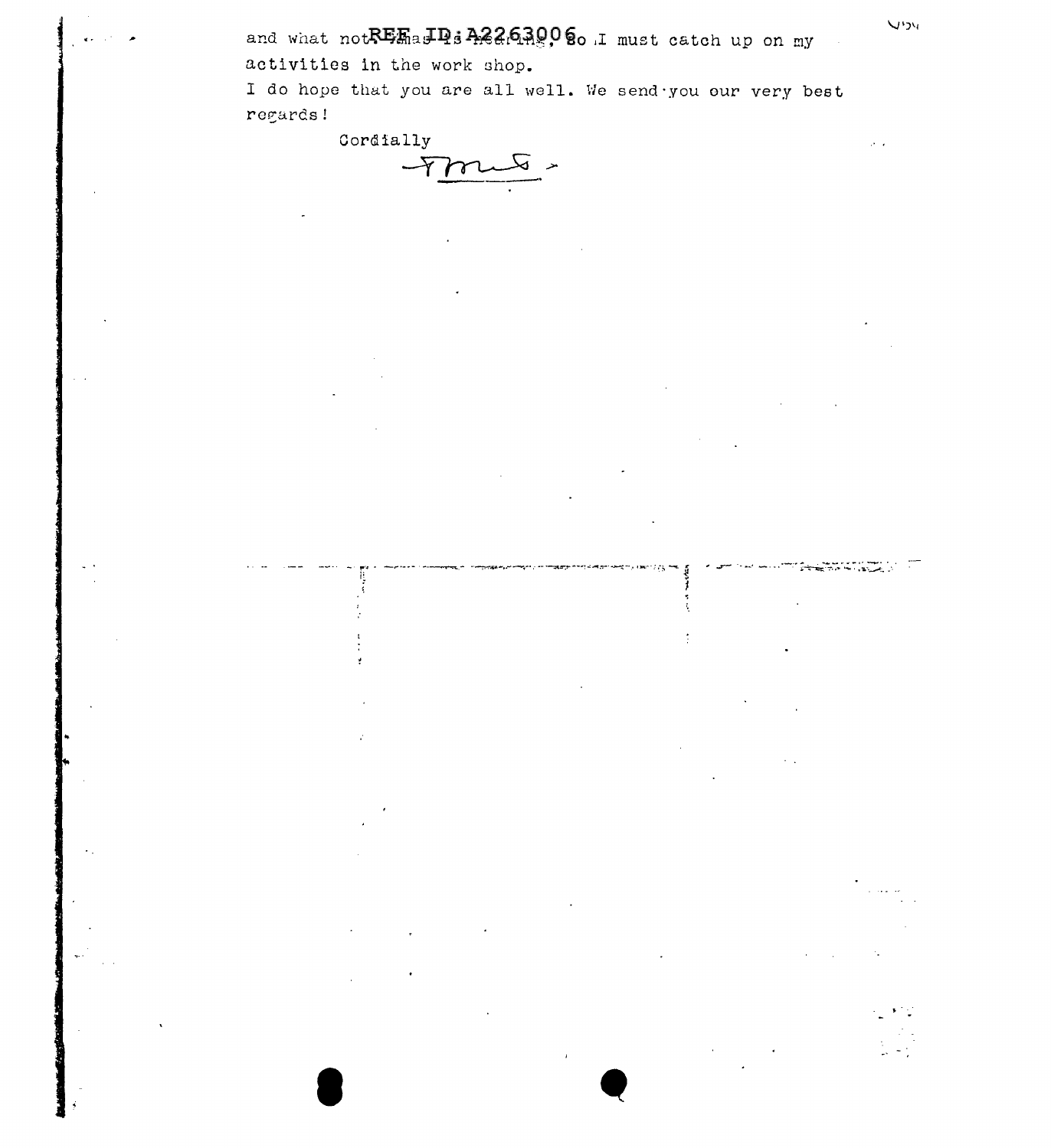and what not. Xmas is nearing, so I must catch up on my activities in the work shop.

I do hope that you are all well. We send you our very best regards!

Cordially